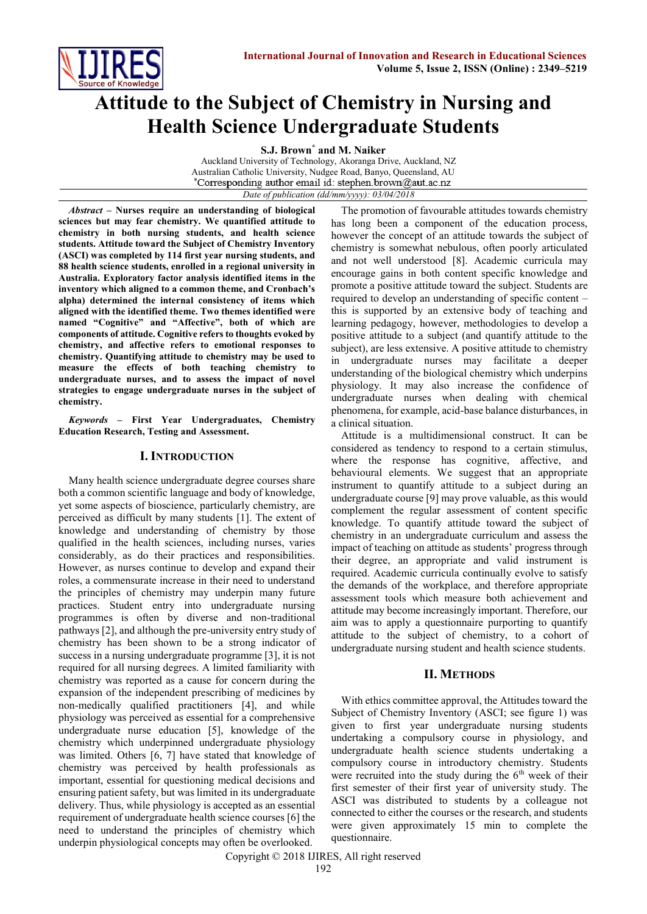# Attitude to the Subject of Chemistry in Nursing and Health Science Undergraduate Students

**S.J. Brown*** **and M. Naiker**

Auckland University of Technology, Akoranga Drive, Auckland, NZ
Australian Catholic University, Nudgee Road, Banyo, Queensland, AU
*Corresponding author email id: stephen.brown@aut.ac.nz

*Date of publication (dd/mm/yyyy): 03/04/2018*

***Abstract*** **– Nurses require an understanding of biological sciences but may fear chemistry. We quantified attitude to chemistry in both nursing students, and health science students. Attitude toward the Subject of Chemistry Inventory (ASCI) was completed by 114 first year nursing students, and 88 health science students, enrolled in a regional university in Australia. Exploratory factor analysis identified items in the inventory which aligned to a common theme, and Cronbach's alpha) determined the internal consistency of items which aligned with the identified theme. Two themes identified were named "Cognitive" and "Affective", both of which are components of attitude. Cognitive refers to thoughts evoked by chemistry, and affective refers to emotional responses to chemistry. Quantifying attitude to chemistry may be used to measure the effects of both teaching chemistry to undergraduate nurses, and to assess the impact of novel strategies to engage undergraduate nurses in the subject of chemistry.**

***Keywords*** **– First Year Undergraduates, Chemistry Education Research, Testing and Assessment.**

## I. Introduction

Many health science undergraduate degree courses share both a common scientific language and body of knowledge, yet some aspects of bioscience, particularly chemistry, are perceived as difficult by many students [1]. The extent of knowledge and understanding of chemistry by those qualified in the health sciences, including nurses, varies considerably, as do their practices and responsibilities. However, as nurses continue to develop and expand their roles, a commensurate increase in their need to understand the principles of chemistry may underpin many future practices. Student entry into undergraduate nursing programmes is often by diverse and non-traditional pathways [2], and although the pre-university entry study of chemistry has been shown to be a strong indicator of success in a nursing undergraduate programme [3], it is not required for all nursing degrees. A limited familiarity with chemistry was reported as a cause for concern during the expansion of the independent prescribing of medicines by non-medically qualified practitioners [4], and while physiology was perceived as essential for a comprehensive undergraduate nurse education [5], knowledge of the chemistry which underpinned undergraduate physiology was limited. Others [6, 7] have stated that knowledge of chemistry was perceived by health professionals as important, essential for questioning medical decisions and ensuring patient safety, but was limited in its undergraduate delivery. Thus, while physiology is accepted as an essential requirement of undergraduate health science courses [6] the need to understand the principles of chemistry which underpin physiological concepts may often be overlooked.

The promotion of favourable attitudes towards chemistry has long been a component of the education process, however the concept of an attitude towards the subject of chemistry is somewhat nebulous, often poorly articulated and not well understood [8]. Academic curricula may encourage gains in both content specific knowledge and promote a positive attitude toward the subject. Students are required to develop an understanding of specific content – this is supported by an extensive body of teaching and learning pedagogy, however, methodologies to develop a positive attitude to a subject (and quantify attitude to the subject), are less extensive. A positive attitude to chemistry in undergraduate nurses may facilitate a deeper understanding of the biological chemistry which underpins physiology. It may also increase the confidence of undergraduate nurses when dealing with chemical phenomena, for example, acid-base balance disturbances, in a clinical situation.

Attitude is a multidimensional construct. It can be considered as tendency to respond to a certain stimulus, where the response has cognitive, affective, and behavioural elements. We suggest that an appropriate instrument to quantify attitude to a subject during an undergraduate course [9] may prove valuable, as this would complement the regular assessment of content specific knowledge. To quantify attitude toward the subject of chemistry in an undergraduate curriculum and assess the impact of teaching on attitude as students' progress through their degree, an appropriate and valid instrument is required. Academic curricula continually evolve to satisfy the demands of the workplace, and therefore appropriate assessment tools which measure both achievement and attitude may become increasingly important. Therefore, our aim was to apply a questionnaire purporting to quantify attitude to the subject of chemistry, to a cohort of undergraduate nursing student and health science students.

## II. Methods

With ethics committee approval, the Attitudes toward the Subject of Chemistry Inventory (ASCI; see figure 1) was given to first year undergraduate nursing students undertaking a compulsory course in physiology, and undergraduate health science students undertaking a compulsory course in introductory chemistry. Students were recruited into the study during the 6th week of their first semester of their first year of university study. The ASCI was distributed to students by a colleague not connected to either the courses or the research, and students were given approximately 15 min to complete the questionnaire.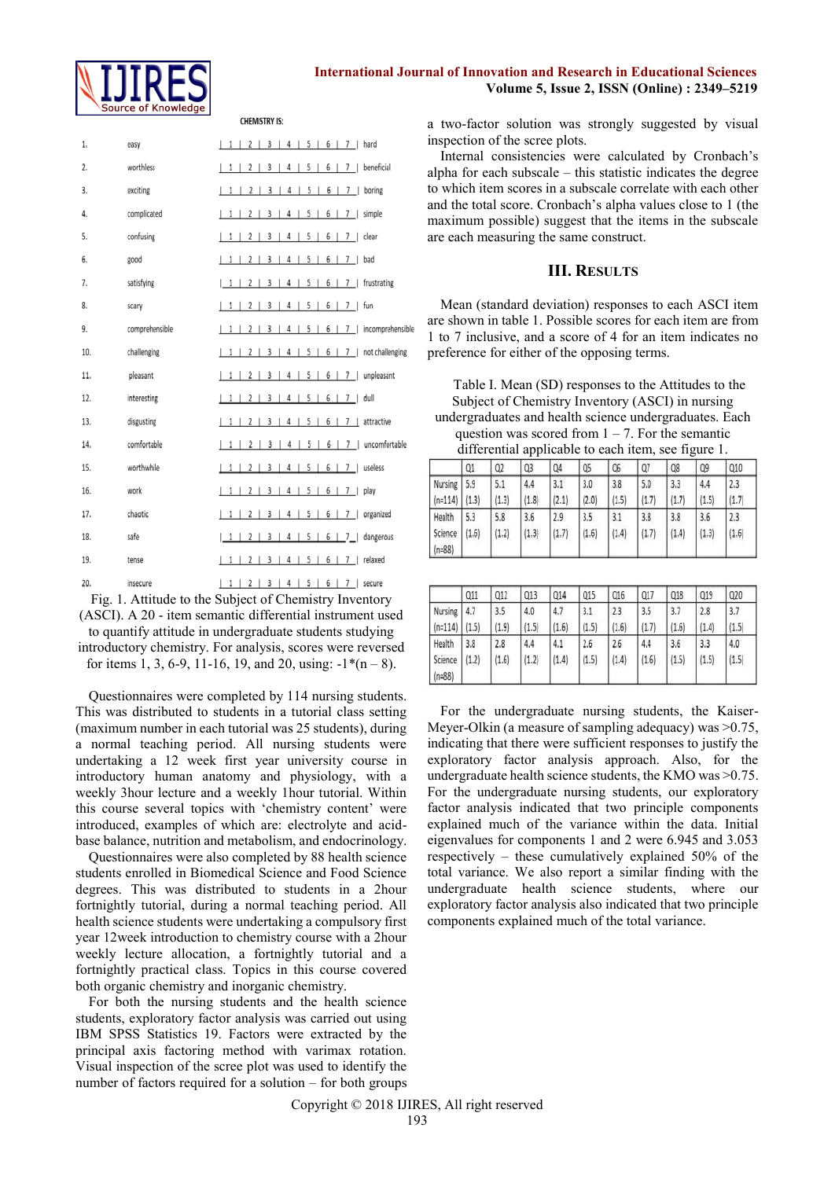CHEMISTRY IS:

| | | | |
|---|---|---|---|
| 1. | easy | 1 \| 2 \| 3 \| 4 \| 5 \| 6 \| 7 | hard |
| 2. | worthless | 1 \| 2 \| 3 \| 4 \| 5 \| 6 \| 7 | beneficial |
| 3. | exciting | 1 \| 2 \| 3 \| 4 \| 5 \| 6 \| 7 | boring |
| 4. | complicated | 1 \| 2 \| 3 \| 4 \| 5 \| 6 \| 7 | simple |
| 5. | confusing | 1 \| 2 \| 3 \| 4 \| 5 \| 6 \| 7 | clear |
| 6. | good | 1 \| 2 \| 3 \| 4 \| 5 \| 6 \| 7 | bad |
| 7. | satisfying | 1 \| 2 \| 3 \| 4 \| 5 \| 6 \| 7 | frustrating |
| 8. | scary | 1 \| 2 \| 3 \| 4 \| 5 \| 6 \| 7 | fun |
| 9. | comprehensible | 1 \| 2 \| 3 \| 4 \| 5 \| 6 \| 7 | incomprehensible |
| 10. | challenging | 1 \| 2 \| 3 \| 4 \| 5 \| 6 \| 7 | not challenging |
| 11. | pleasant | 1 \| 2 \| 3 \| 4 \| 5 \| 6 \| 7 | unpleasant |
| 12. | interesting | 1 \| 2 \| 3 \| 4 \| 5 \| 6 \| 7 | dull |
| 13. | disgusting | 1 \| 2 \| 3 \| 4 \| 5 \| 6 \| 7 | attractive |
| 14. | comfortable | 1 \| 2 \| 3 \| 4 \| 5 \| 6 \| 7 | uncomfortable |
| 15. | worthwhile | 1 \| 2 \| 3 \| 4 \| 5 \| 6 \| 7 | useless |
| 16. | work | 1 \| 2 \| 3 \| 4 \| 5 \| 6 \| 7 | play |
| 17. | chaotic | 1 \| 2 \| 3 \| 4 \| 5 \| 6 \| 7 | organized |
| 18. | safe | 1 \| 2 \| 3 \| 4 \| 5 \| 6 \| 7 | dangerous |
| 19. | tense | 1 \| 2 \| 3 \| 4 \| 5 \| 6 \| 7 | relaxed |
| 20. | insecure | 1 \| 2 \| 3 \| 4 \| 5 \| 6 \| 7 | secure |

Fig. 1. Attitude to the Subject of Chemistry Inventory (ASCI). A 20 - item semantic differential instrument used to quantify attitude in undergraduate students studying introductory chemistry. For analysis, scores were reversed for items 1, 3, 6-9, 11-16, 19, and 20, using: $-1*(n - 8)$.

Questionnaires were completed by 114 nursing students. This was distributed to students in a tutorial class setting (maximum number in each tutorial was 25 students), during a normal teaching period. All nursing students were undertaking a 12 week first year university course in introductory human anatomy and physiology, with a weekly 3hour lecture and a weekly 1hour tutorial. Within this course several topics with 'chemistry content' were introduced, examples of which are: electrolyte and acid-base balance, nutrition and metabolism, and endocrinology.

Questionnaires were also completed by 88 health science students enrolled in Biomedical Science and Food Science degrees. This was distributed to students in a 2hour fortnightly tutorial, during a normal teaching period. All health science students were undertaking a compulsory first year 12week introduction to chemistry course with a 2hour weekly lecture allocation, a fortnightly tutorial and a fortnightly practical class. Topics in this course covered both organic chemistry and inorganic chemistry.

For both the nursing students and the health science students, exploratory factor analysis was carried out using IBM SPSS Statistics 19. Factors were extracted by the principal axis factoring method with varimax rotation. Visual inspection of the scree plot was used to identify the number of factors required for a solution – for both groups a two-factor solution was strongly suggested by visual inspection of the scree plots.

Internal consistencies were calculated by Cronbach's alpha for each subscale – this statistic indicates the degree to which item scores in a subscale correlate with each other and the total score. Cronbach's alpha values close to 1 (the maximum possible) suggest that the items in the subscale are each measuring the same construct.

## III. Results

Mean (standard deviation) responses to each ASCI item are shown in table 1. Possible scores for each item are from 1 to 7 inclusive, and a score of 4 for an item indicates no preference for either of the opposing terms.

Table I. Mean (SD) responses to the Attitudes to the Subject of Chemistry Inventory (ASCI) in nursing undergraduates and health science undergraduates. Each question was scored from 1 – 7. For the semantic differential applicable to each item, see figure 1.

| | Q1 | Q2 | Q3 | Q4 | Q5 | Q6 | Q7 | Q8 | Q9 | Q10 |
|---|---|---|---|---|---|---|---|---|---|---|
| Nursing (n=114) | 5.9 (1.3) | 5.1 (1.3) | 4.4 (1.8) | 3.1 (2.1) | 3.0 (2.0) | 3.8 (1.5) | 5.0 (1.7) | 3.3 (1.7) | 4.4 (1.5) | 2.3 (1.7) |
| Health Science (n=88) | 5.3 (1.6) | 5.8 (1.2) | 3.6 (1.3) | 2.9 (1.7) | 3.5 (1.6) | 3.1 (1.4) | 3.8 (1.7) | 3.8 (1.4) | 3.6 (1.3) | 2.3 (1.6) |

| | Q11 | Q12 | Q13 | Q14 | Q15 | Q16 | Q17 | Q18 | Q19 | Q20 |
|---|---|---|---|---|---|---|---|---|---|---|
| Nursing (n=114) | 4.7 (1.5) | 3.5 (1.9) | 4.0 (1.5) | 4.7 (1.6) | 3.1 (1.5) | 2.3 (1.6) | 3.5 (1.7) | 3.7 (1.6) | 2.8 (1.4) | 3.7 (1.5) |
| Health Science (n=88) | 3.8 (1.2) | 2.8 (1.6) | 4.4 (1.2) | 4.1 (1.4) | 2.6 (1.5) | 2.6 (1.4) | 4.4 (1.6) | 3.6 (1.5) | 3.3 (1.5) | 4.0 (1.5) |

For the undergraduate nursing students, the Kaiser-Meyer-Olkin (a measure of sampling adequacy) was >0.75, indicating that there were sufficient responses to justify the exploratory factor analysis approach. Also, for the undergraduate health science students, the KMO was >0.75. For the undergraduate nursing students, our exploratory factor analysis indicated that two principle components explained much of the variance within the data. Initial eigenvalues for components 1 and 2 were 6.945 and 3.053 respectively – these cumulatively explained 50% of the total variance. We also report a similar finding with the undergraduate health science students, where our exploratory factor analysis also indicated that two principle components explained much of the total variance.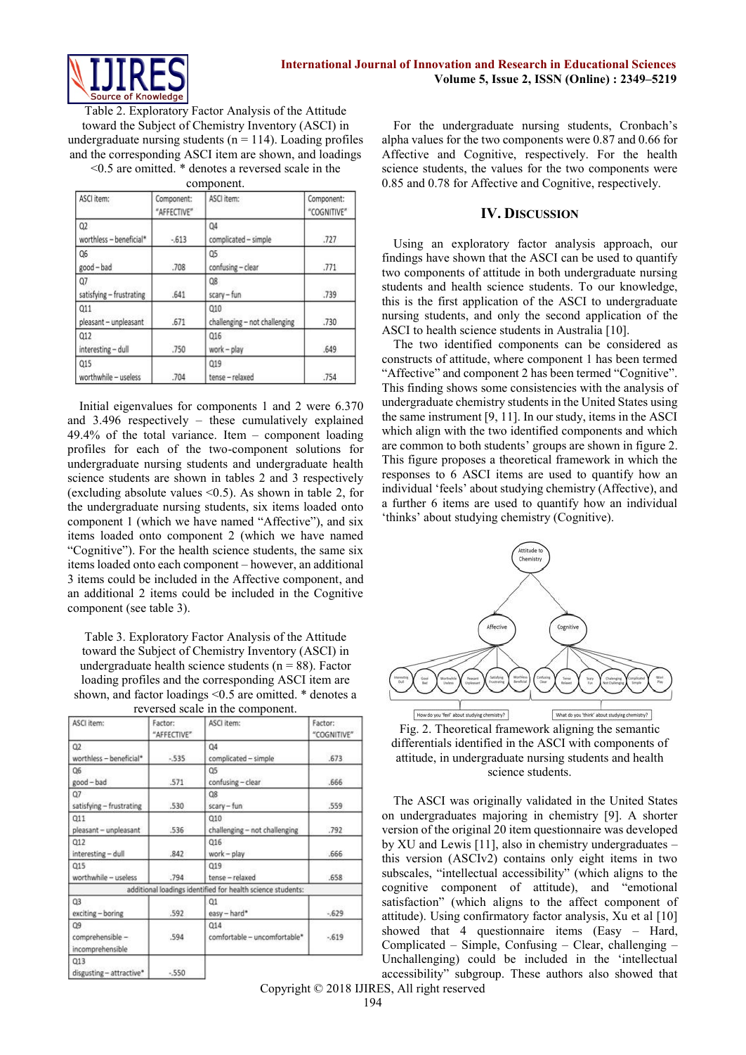Table 2. Exploratory Factor Analysis of the Attitude toward the Subject of Chemistry Inventory (ASCI) in undergraduate nursing students (n = 114). Loading profiles and the corresponding ASCI item are shown, and loadings <0.5 are omitted. * denotes a reversed scale in the component.

| ASCI item: | Component: "AFFECTIVE" | ASCI item: | Component: "COGNITIVE" |
|---|---|---|---|
| Q2 worthless – beneficial* | -.613 | Q4 complicated – simple | .727 |
| Q6 good – bad | .708 | Q5 confusing – clear | .771 |
| Q7 satisfying – frustrating | .641 | Q8 scary – fun | .739 |
| Q11 pleasant – unpleasant | .671 | Q10 challenging – not challenging | .730 |
| Q12 interesting – dull | .750 | Q16 work – play | .649 |
| Q15 worthwhile – useless | .704 | Q19 tense – relaxed | .754 |

Initial eigenvalues for components 1 and 2 were 6.370 and 3.496 respectively – these cumulatively explained 49.4% of the total variance. Item – component loading profiles for each of the two-component solutions for undergraduate nursing students and undergraduate health science students are shown in tables 2 and 3 respectively (excluding absolute values <0.5). As shown in table 2, for the undergraduate nursing students, six items loaded onto component 1 (which we have named "Affective"), and six items loaded onto component 2 (which we have named "Cognitive"). For the health science students, the same six items loaded onto each component – however, an additional 3 items could be included in the Affective component, and an additional 2 items could be included in the Cognitive component (see table 3).

Table 3. Exploratory Factor Analysis of the Attitude toward the Subject of Chemistry Inventory (ASCI) in undergraduate health science students (n = 88). Factor loading profiles and the corresponding ASCI item are shown, and factor loadings <0.5 are omitted. * denotes a reversed scale in the component.

| ASCI item: | Factor: "AFFECTIVE" | ASCI item: | Factor: "COGNITIVE" |
|---|---|---|---|
| Q2 worthless – beneficial* | -.535 | Q4 complicated – simple | .673 |
| Q6 good – bad | .571 | Q5 confusing – clear | .666 |
| Q7 satisfying – frustrating | .530 | Q8 scary – fun | .559 |
| Q11 pleasant – unpleasant | .536 | Q10 challenging – not challenging | .792 |
| Q12 interesting – dull | .842 | Q16 work – play | .666 |
| Q15 worthwhile – useless | .794 | Q19 tense – relaxed | .658 |
| additional loadings identified for health science students: | | | |
| Q3 exciting – boring | .592 | Q1 easy – hard* | -.629 |
| Q9 comprehensible – incomprehensible | .594 | Q14 comfortable – uncomfortable* | -.619 |
| Q13 disgusting – attractive* | -.550 | | |

For the undergraduate nursing students, Cronbach's alpha values for the two components were 0.87 and 0.66 for Affective and Cognitive, respectively. For the health science students, the values for the two components were 0.85 and 0.78 for Affective and Cognitive, respectively.

## IV. Discussion

Using an exploratory factor analysis approach, our findings have shown that the ASCI can be used to quantify two components of attitude in both undergraduate nursing students and health science students. To our knowledge, this is the first application of the ASCI to undergraduate nursing students, and only the second application of the ASCI to health science students in Australia [10].

The two identified components can be considered as constructs of attitude, where component 1 has been termed "Affective" and component 2 has been termed "Cognitive". This finding shows some consistencies with the analysis of undergraduate chemistry students in the United States using the same instrument [9, 11]. In our study, items in the ASCI which align with the two identified components and which are common to both students' groups are shown in figure 2. This figure proposes a theoretical framework in which the responses to 6 ASCI items are used to quantify how an individual 'feels' about studying chemistry (Affective), and a further 6 items are used to quantify how an individual 'thinks' about studying chemistry (Cognitive).

Fig. 2. Theoretical framework aligning the semantic differentials identified in the ASCI with components of attitude, in undergraduate nursing students and health science students.

The ASCI was originally validated in the United States on undergraduates majoring in chemistry [9]. A shorter version of the original 20 item questionnaire was developed by XU and Lewis [11], also in chemistry undergraduates – this version (ASCIv2) contains only eight items in two subscales, "intellectual accessibility" (which aligns to the cognitive component of attitude), and "emotional satisfaction" (which aligns to the affect component of attitude). Using confirmatory factor analysis, Xu et al [10] showed that 4 questionnaire items (Easy – Hard, Complicated – Simple, Confusing – Clear, challenging – Unchallenging) could be included in the 'intellectual accessibility" subgroup. These authors also showed that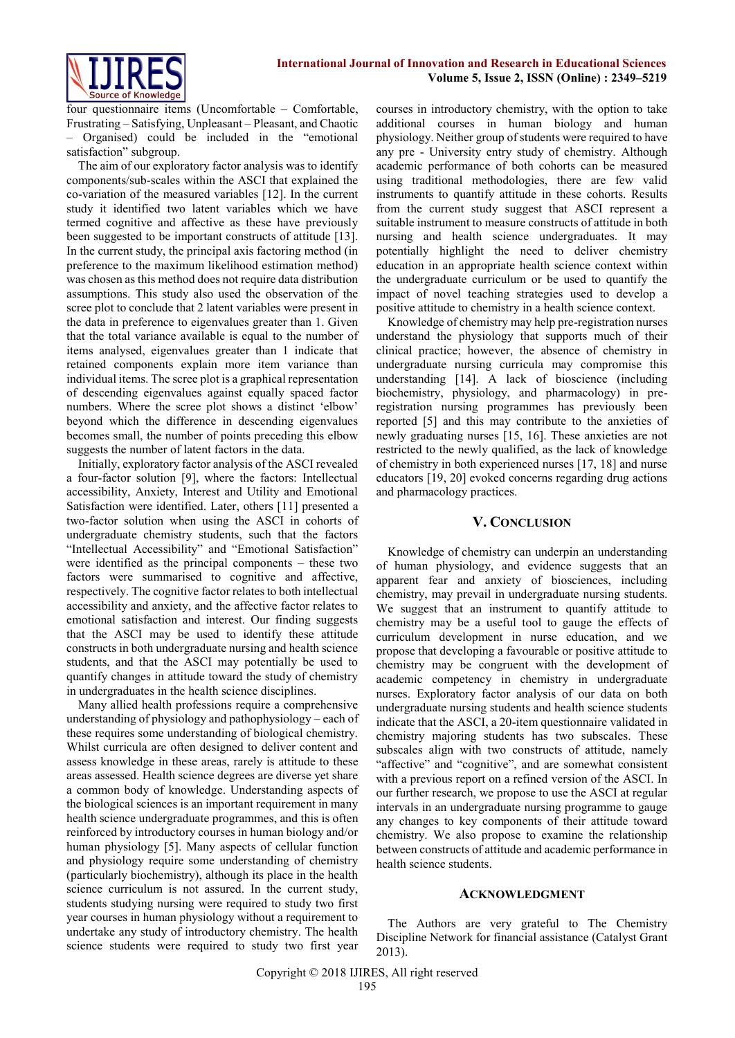four questionnaire items (Uncomfortable – Comfortable, Frustrating – Satisfying, Unpleasant – Pleasant, and Chaotic – Organised) could be included in the "emotional satisfaction" subgroup.

The aim of our exploratory factor analysis was to identify components/sub-scales within the ASCI that explained the co-variation of the measured variables [12]. In the current study it identified two latent variables which we have termed cognitive and affective as these have previously been suggested to be important constructs of attitude [13]. In the current study, the principal axis factoring method (in preference to the maximum likelihood estimation method) was chosen as this method does not require data distribution assumptions. This study also used the observation of the scree plot to conclude that 2 latent variables were present in the data in preference to eigenvalues greater than 1. Given that the total variance available is equal to the number of items analysed, eigenvalues greater than 1 indicate that retained components explain more item variance than individual items. The scree plot is a graphical representation of descending eigenvalues against equally spaced factor numbers. Where the scree plot shows a distinct 'elbow' beyond which the difference in descending eigenvalues becomes small, the number of points preceding this elbow suggests the number of latent factors in the data.

Initially, exploratory factor analysis of the ASCI revealed a four-factor solution [9], where the factors: Intellectual accessibility, Anxiety, Interest and Utility and Emotional Satisfaction were identified. Later, others [11] presented a two-factor solution when using the ASCI in cohorts of undergraduate chemistry students, such that the factors "Intellectual Accessibility" and "Emotional Satisfaction" were identified as the principal components – these two factors were summarised to cognitive and affective, respectively. The cognitive factor relates to both intellectual accessibility and anxiety, and the affective factor relates to emotional satisfaction and interest. Our finding suggests that the ASCI may be used to identify these attitude constructs in both undergraduate nursing and health science students, and that the ASCI may potentially be used to quantify changes in attitude toward the study of chemistry in undergraduates in the health science disciplines.

Many allied health professions require a comprehensive understanding of physiology and pathophysiology – each of these requires some understanding of biological chemistry. Whilst curricula are often designed to deliver content and assess knowledge in these areas, rarely is attitude to these areas assessed. Health science degrees are diverse yet share a common body of knowledge. Understanding aspects of the biological sciences is an important requirement in many health science undergraduate programmes, and this is often reinforced by introductory courses in human biology and/or human physiology [5]. Many aspects of cellular function and physiology require some understanding of chemistry (particularly biochemistry), although its place in the health science curriculum is not assured. In the current study, students studying nursing were required to study two first year courses in human physiology without a requirement to undertake any study of introductory chemistry. The health science students were required to study two first year courses in introductory chemistry, with the option to take additional courses in human biology and human physiology. Neither group of students were required to have any pre - University entry study of chemistry. Although academic performance of both cohorts can be measured using traditional methodologies, there are few valid instruments to quantify attitude in these cohorts. Results from the current study suggest that ASCI represent a suitable instrument to measure constructs of attitude in both nursing and health science undergraduates. It may potentially highlight the need to deliver chemistry education in an appropriate health science context within the undergraduate curriculum or be used to quantify the impact of novel teaching strategies used to develop a positive attitude to chemistry in a health science context.

Knowledge of chemistry may help pre-registration nurses understand the physiology that supports much of their clinical practice; however, the absence of chemistry in undergraduate nursing curricula may compromise this understanding [14]. A lack of bioscience (including biochemistry, physiology, and pharmacology) in pre-registration nursing programmes has previously been reported [5] and this may contribute to the anxieties of newly graduating nurses [15, 16]. These anxieties are not restricted to the newly qualified, as the lack of knowledge of chemistry in both experienced nurses [17, 18] and nurse educators [19, 20] evoked concerns regarding drug actions and pharmacology practices.

## V. Conclusion

Knowledge of chemistry can underpin an understanding of human physiology, and evidence suggests that an apparent fear and anxiety of biosciences, including chemistry, may prevail in undergraduate nursing students. We suggest that an instrument to quantify attitude to chemistry may be a useful tool to gauge the effects of curriculum development in nurse education, and we propose that developing a favourable or positive attitude to chemistry may be congruent with the development of academic competency in chemistry in undergraduate nurses. Exploratory factor analysis of our data on both undergraduate nursing students and health science students indicate that the ASCI, a 20-item questionnaire validated in chemistry majoring students has two subscales. These subscales align with two constructs of attitude, namely "affective" and "cognitive", and are somewhat consistent with a previous report on a refined version of the ASCI. In our further research, we propose to use the ASCI at regular intervals in an undergraduate nursing programme to gauge any changes to key components of their attitude toward chemistry. We also propose to examine the relationship between constructs of attitude and academic performance in health science students.

## Acknowledgment

The Authors are very grateful to The Chemistry Discipline Network for financial assistance (Catalyst Grant 2013).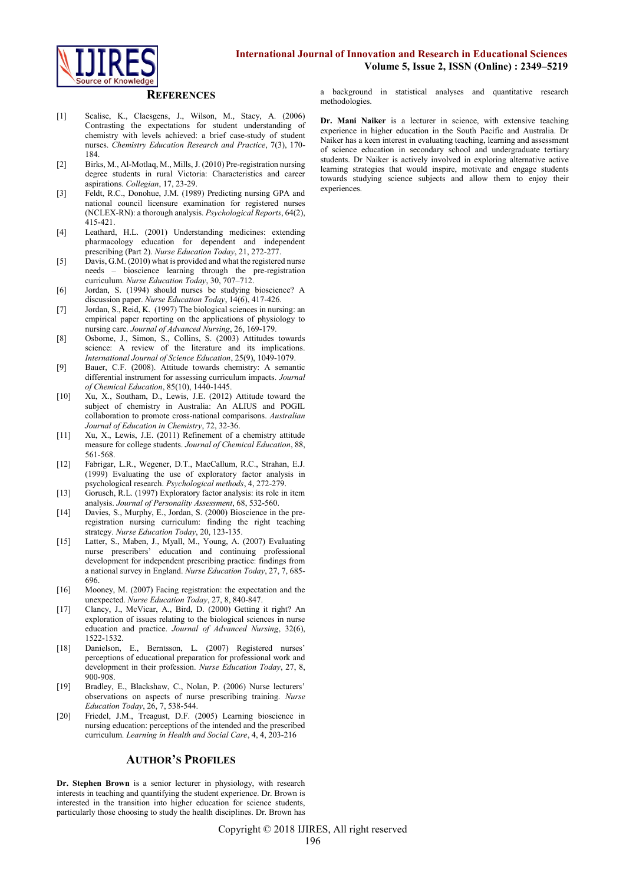## References

[1] Scalise, K., Claesgens, J., Wilson, M., Stacy, A. (2006) Contrasting the expectations for student understanding of chemistry with levels achieved: a brief case-study of student nurses. *Chemistry Education Research and Practice*, 7(3), 170-184.

[2] Birks, M., Al-Motlaq, M., Mills, J. (2010) Pre-registration nursing degree students in rural Victoria: Characteristics and career aspirations. *Collegian*, 17, 23-29.

[3] Feldt, R.C., Donohue, J.M. (1989) Predicting nursing GPA and national council licensure examination for registered nurses (NCLEX-RN): a thorough analysis. *Psychological Reports*, 64(2), 415-421.

[4] Leathard, H.L. (2001) Understanding medicines: extending pharmacology education for dependent and independent prescribing (Part 2). *Nurse Education Today*, 21, 272-277.

[5] Davis, G.M. (2010) what is provided and what the registered nurse needs – bioscience learning through the pre-registration curriculum. *Nurse Education Today*, 30, 707–712.

[6] Jordan, S. (1994) should nurses be studying bioscience? A discussion paper. *Nurse Education Today*, 14(6), 417-426.

[7] Jordan, S., Reid, K. (1997) The biological sciences in nursing: an empirical paper reporting on the applications of physiology to nursing care. *Journal of Advanced Nursing*, 26, 169-179.

[8] Osborne, J., Simon, S., Collins, S. (2003) Attitudes towards science: A review of the literature and its implications. *International Journal of Science Education*, 25(9), 1049-1079.

[9] Bauer, C.F. (2008). Attitude towards chemistry: A semantic differential instrument for assessing curriculum impacts. *Journal of Chemical Education*, 85(10), 1440-1445.

[10] Xu, X., Southam, D., Lewis, J.E. (2012) Attitude toward the subject of chemistry in Australia: An ALIUS and POGIL collaboration to promote cross-national comparisons. *Australian Journal of Education in Chemistry*, 72, 32-36.

[11] Xu, X., Lewis, J.E. (2011) Refinement of a chemistry attitude measure for college students. *Journal of Chemical Education*, 88, 561-568.

[12] Fabrigar, L.R., Wegener, D.T., MacCallum, R.C., Strahan, E.J. (1999) Evaluating the use of exploratory factor analysis in psychological research. *Psychological methods*, 4, 272-279.

[13] Gorusch, R.L. (1997) Exploratory factor analysis: its role in item analysis. *Journal of Personality Assessment*, 68, 532-560.

[14] Davies, S., Murphy, E., Jordan, S. (2000) Bioscience in the pre-registration nursing curriculum: finding the right teaching strategy. *Nurse Education Today*, 20, 123-135.

[15] Latter, S., Maben, J., Myall, M., Young, A. (2007) Evaluating nurse prescribers' education and continuing professional development for independent prescribing practice: findings from a national survey in England. *Nurse Education Today*, 27, 7, 685-696.

[16] Mooney, M. (2007) Facing registration: the expectation and the unexpected. *Nurse Education Today*, 27, 8, 840-847.

[17] Clancy, J., McVicar, A., Bird, D. (2000) Getting it right? An exploration of issues relating to the biological sciences in nurse education and practice. *Journal of Advanced Nursing*, 32(6), 1522-1532.

[18] Danielson, E., Berntsson, L. (2007) Registered nurses' perceptions of educational preparation for professional work and development in their profession. *Nurse Education Today*, 27, 8, 900-908.

[19] Bradley, E., Blackshaw, C., Nolan, P. (2006) Nurse lecturers' observations on aspects of nurse prescribing training. *Nurse Education Today*, 26, 7, 538-544.

[20] Friedel, J.M., Treagust, D.F. (2005) Learning bioscience in nursing education: perceptions of the intended and the prescribed curriculum. *Learning in Health and Social Care*, 4, 4, 203-216

## Author's Profiles

**Dr. Stephen Brown** is a senior lecturer in physiology, with research interests in teaching and quantifying the student experience. Dr. Brown is interested in the transition into higher education for science students, particularly those choosing to study the health disciplines. Dr. Brown has a background in statistical analyses and quantitative research methodologies.

**Dr. Mani Naiker** is a lecturer in science, with extensive teaching experience in higher education in the South Pacific and Australia. Dr Naiker has a keen interest in evaluating teaching, learning and assessment of science education in secondary school and undergraduate tertiary students. Dr Naiker is actively involved in exploring alternative active learning strategies that would inspire, motivate and engage students towards studying science subjects and allow them to enjoy their experiences.